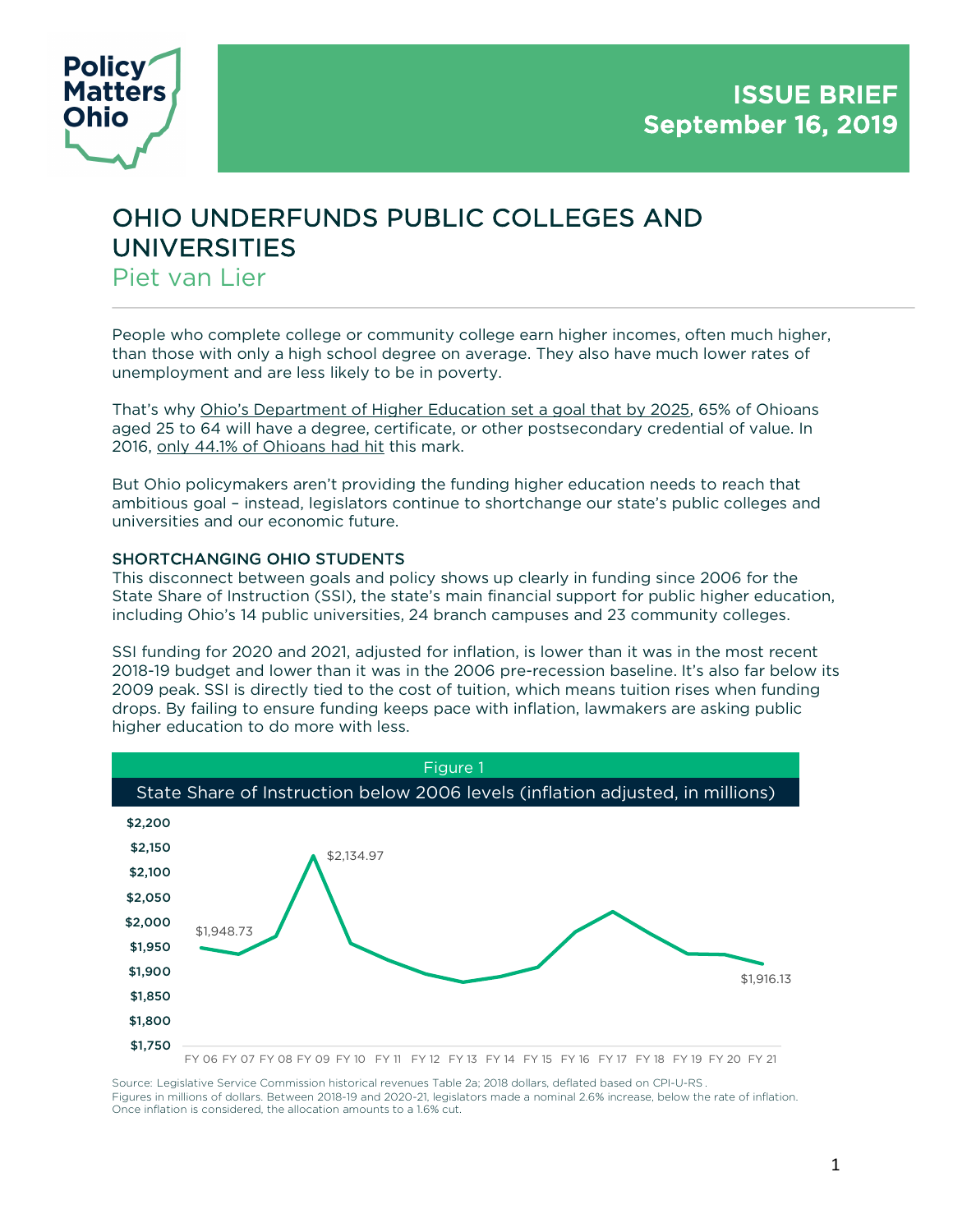Policy Matters Ohio

**ISSUE BRIEF**
**September 16, 2019**

# OHIO UNDERFUNDS PUBLIC COLLEGES AND UNIVERSITIES

Piet van Lier

People who complete college or community college earn higher incomes, often much higher, than those with only a high school degree on average. They also have much lower rates of unemployment and are less likely to be in poverty.

That's why Ohio's Department of Higher Education set a goal that by 2025, 65% of Ohioans aged 25 to 64 will have a degree, certificate, or other postsecondary credential of value. In 2016, only 44.1% of Ohioans had hit this mark.

But Ohio policymakers aren't providing the funding higher education needs to reach that ambitious goal – instead, legislators continue to shortchange our state's public colleges and universities and our economic future.

## SHORTCHANGING OHIO STUDENTS

This disconnect between goals and policy shows up clearly in funding since 2006 for the State Share of Instruction (SSI), the state's main financial support for public higher education, including Ohio's 14 public universities, 24 branch campuses and 23 community colleges.

SSI funding for 2020 and 2021, adjusted for inflation, is lower than it was in the most recent 2018-19 budget and lower than it was in the 2006 pre-recession baseline. It's also far below its 2009 peak. SSI is directly tied to the cost of tuition, which means tuition rises when funding drops. By failing to ensure funding keeps pace with inflation, lawmakers are asking public higher education to do more with less.

Figure 1

State Share of Instruction below 2006 levels (inflation adjusted, in millions)

| Fiscal Year | SSI (millions) |
|---|---|
| FY 06 | $1,948.73 |
| FY 07 | |
| FY 08 | |
| FY 09 | $2,134.97 |
| FY 10 | |
| FY 11 | |
| FY 12 | |
| FY 13 | |
| FY 14 | |
| FY 15 | |
| FY 16 | |
| FY 17 | |
| FY 18 | |
| FY 19 | |
| FY 20 | |
| FY 21 | $1,916.13 |

Source: Legislative Service Commission historical revenues Table 2a; 2018 dollars, deflated based on CPI-U-RS.
Figures in millions of dollars. Between 2018-19 and 2020-21, legislators made a nominal 2.6% increase, below the rate of inflation. Once inflation is considered, the allocation amounts to a 1.6% cut.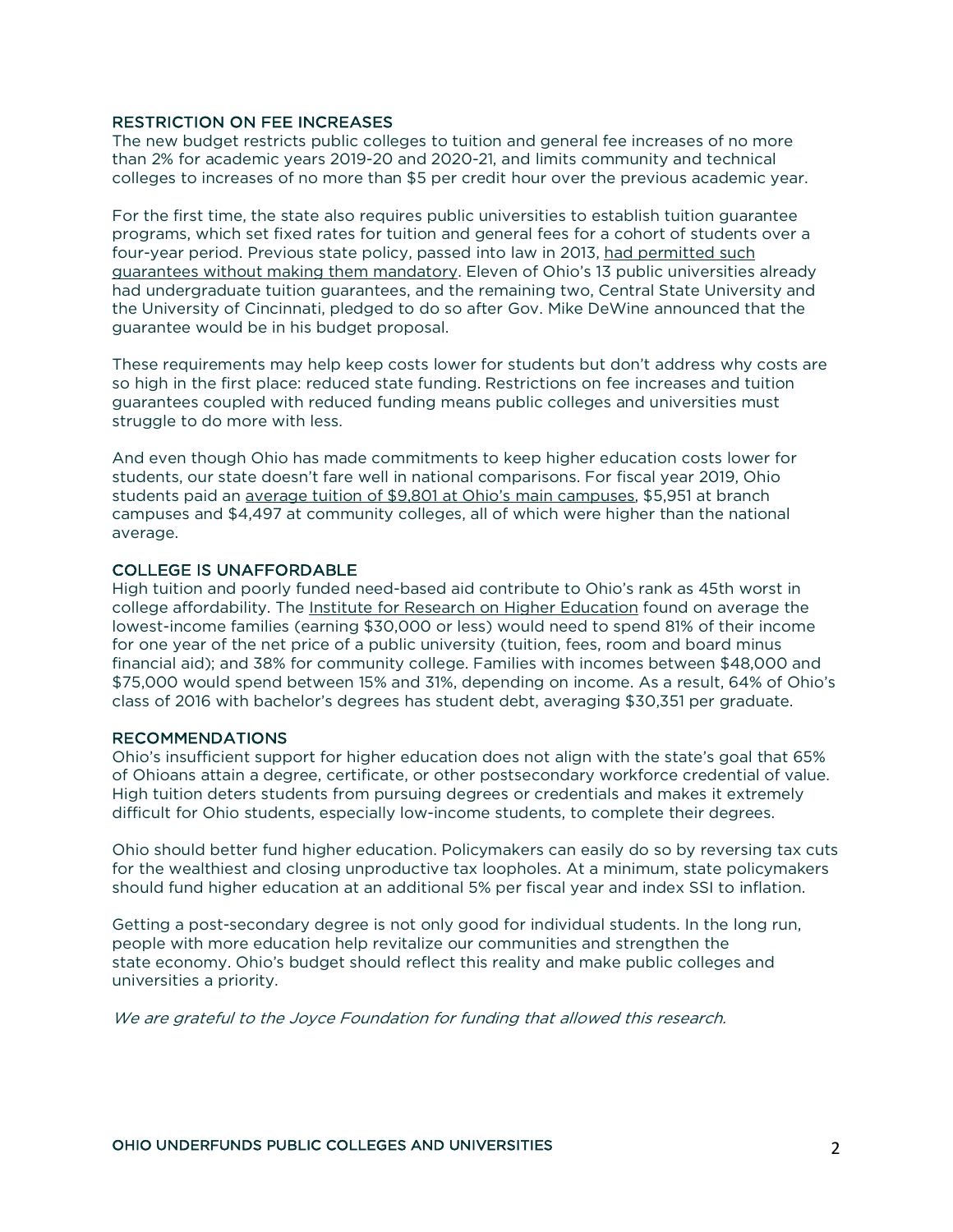## RESTRICTION ON FEE INCREASES

The new budget restricts public colleges to tuition and general fee increases of no more than 2% for academic years 2019-20 and 2020-21, and limits community and technical colleges to increases of no more than $5 per credit hour over the previous academic year.

For the first time, the state also requires public universities to establish tuition guarantee programs, which set fixed rates for tuition and general fees for a cohort of students over a four-year period. Previous state policy, passed into law in 2013, had permitted such guarantees without making them mandatory. Eleven of Ohio's 13 public universities already had undergraduate tuition guarantees, and the remaining two, Central State University and the University of Cincinnati, pledged to do so after Gov. Mike DeWine announced that the guarantee would be in his budget proposal.

These requirements may help keep costs lower for students but don't address why costs are so high in the first place: reduced state funding. Restrictions on fee increases and tuition guarantees coupled with reduced funding means public colleges and universities must struggle to do more with less.

And even though Ohio has made commitments to keep higher education costs lower for students, our state doesn't fare well in national comparisons. For fiscal year 2019, Ohio students paid an average tuition of $9,801 at Ohio's main campuses, $5,951 at branch campuses and $4,497 at community colleges, all of which were higher than the national average.

## COLLEGE IS UNAFFORDABLE

High tuition and poorly funded need-based aid contribute to Ohio's rank as 45th worst in college affordability. The Institute for Research on Higher Education found on average the lowest-income families (earning $30,000 or less) would need to spend 81% of their income for one year of the net price of a public university (tuition, fees, room and board minus financial aid); and 38% for community college. Families with incomes between $48,000 and $75,000 would spend between 15% and 31%, depending on income. As a result, 64% of Ohio's class of 2016 with bachelor's degrees has student debt, averaging $30,351 per graduate.

## RECOMMENDATIONS

Ohio's insufficient support for higher education does not align with the state's goal that 65% of Ohioans attain a degree, certificate, or other postsecondary workforce credential of value. High tuition deters students from pursuing degrees or credentials and makes it extremely difficult for Ohio students, especially low-income students, to complete their degrees.

Ohio should better fund higher education. Policymakers can easily do so by reversing tax cuts for the wealthiest and closing unproductive tax loopholes. At a minimum, state policymakers should fund higher education at an additional 5% per fiscal year and index SSI to inflation.

Getting a post-secondary degree is not only good for individual students. In the long run, people with more education help revitalize our communities and strengthen the state economy. Ohio's budget should reflect this reality and make public colleges and universities a priority.

*We are grateful to the Joyce Foundation for funding that allowed this research.*